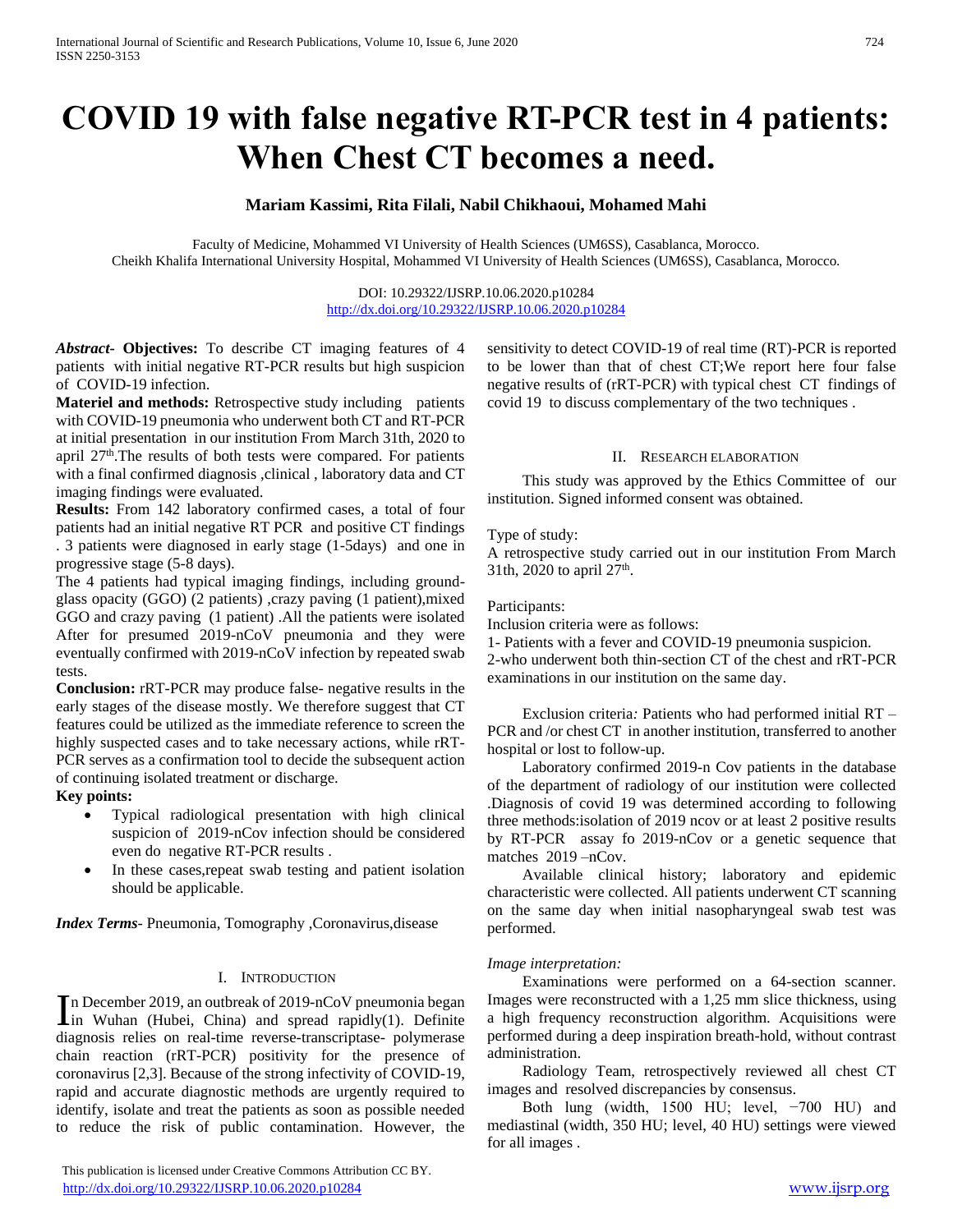# COVID 19 with false negative RT-PCR test in 4 patients: When Chest CT becomes a need.

**Mariam Kassimi, Rita Filali, Nabil Chikhaoui, Mohamed Mahi**

Faculty of Medicine, Mohammed VI University of Health Sciences (UM6SS), Casablanca, Morocco.
Cheikh Khalifa International University Hospital, Mohammed VI University of Health Sciences (UM6SS), Casablanca, Morocco.

DOI: 10.29322/IJSRP.10.06.2020.p10284
http://dx.doi.org/10.29322/IJSRP.10.06.2020.p10284

***Abstract*- Objectives:** To describe CT imaging features of 4 patients with initial negative RT-PCR results but high suspicion of COVID-19 infection.

**Materiel and methods:** Retrospective study including patients with COVID-19 pneumonia who underwent both CT and RT-PCR at initial presentation in our institution From March 31th, 2020 to april 27th.The results of both tests were compared. For patients with a final confirmed diagnosis ,clinical , laboratory data and CT imaging findings were evaluated.

**Results:** From 142 laboratory confirmed cases, a total of four patients had an initial negative RT PCR and positive CT findings . 3 patients were diagnosed in early stage (1-5days) and one in progressive stage (5-8 days).

The 4 patients had typical imaging findings, including ground-glass opacity (GGO) (2 patients) ,crazy paving (1 patient),mixed GGO and crazy paving (1 patient) .All the patients were isolated After for presumed 2019-nCoV pneumonia and they were eventually confirmed with 2019-nCoV infection by repeated swab tests.

**Conclusion:** rRT-PCR may produce false- negative results in the early stages of the disease mostly. We therefore suggest that CT features could be utilized as the immediate reference to screen the highly suspected cases and to take necessary actions, while rRT-PCR serves as a confirmation tool to decide the subsequent action of continuing isolated treatment or discharge.

**Key points:**

- Typical radiological presentation with high clinical suspicion of 2019-nCoV infection should be considered even do negative RT-PCR results .
- In these cases,repeat swab testing and patient isolation should be applicable.

***Index Terms*-** Pneumonia, Tomography ,Coronavirus,disease

## I. Introduction

In December 2019, an outbreak of 2019-nCoV pneumonia began in Wuhan (Hubei, China) and spread rapidly(1). Definite diagnosis relies on real-time reverse-transcriptase- polymerase chain reaction (rRT-PCR) positivity for the presence of coronavirus [2,3]. Because of the strong infectivity of COVID-19, rapid and accurate diagnostic methods are urgently required to identify, isolate and treat the patients as soon as possible needed to reduce the risk of public contamination. However, the sensitivity to detect COVID-19 of real time (RT)-PCR is reported to be lower than that of chest CT;We report here four false negative results of (rRT-PCR) with typical chest CT findings of covid 19 to discuss complementary of the two techniques .

## II. Research elaboration

This study was approved by the Ethics Committee of our institution. Signed informed consent was obtained.

Type of study:
A retrospective study carried out in our institution From March 31th, 2020 to april 27th.

Participants:
Inclusion criteria were as follows:
1- Patients with a fever and COVID-19 pneumonia suspicion.
2-who underwent both thin-section CT of the chest and rRT-PCR examinations in our institution on the same day.

Exclusion criteria*:* Patients who had performed initial RT –PCR and /or chest CT in another institution, transferred to another hospital or lost to follow-up.

Laboratory confirmed 2019-n Cov patients in the database of the department of radiology of our institution were collected .Diagnosis of covid 19 was determined according to following three methods:isolation of 2019 ncov or at least 2 positive results by RT-PCR assay fo 2019-nCov or a genetic sequence that matches 2019 –nCov.

Available clinical history; laboratory and epidemic characteristic were collected. All patients underwent CT scanning on the same day when initial nasopharyngeal swab test was performed.

*Image interpretation:*

Examinations were performed on a 64-section scanner. Images were reconstructed with a 1,25 mm slice thickness, using a high frequency reconstruction algorithm. Acquisitions were performed during a deep inspiration breath-hold, without contrast administration.

Radiology Team, retrospectively reviewed all chest CT images and resolved discrepancies by consensus.

Both lung (width, 1500 HU; level, −700 HU) and mediastinal (width, 350 HU; level, 40 HU) settings were viewed for all images .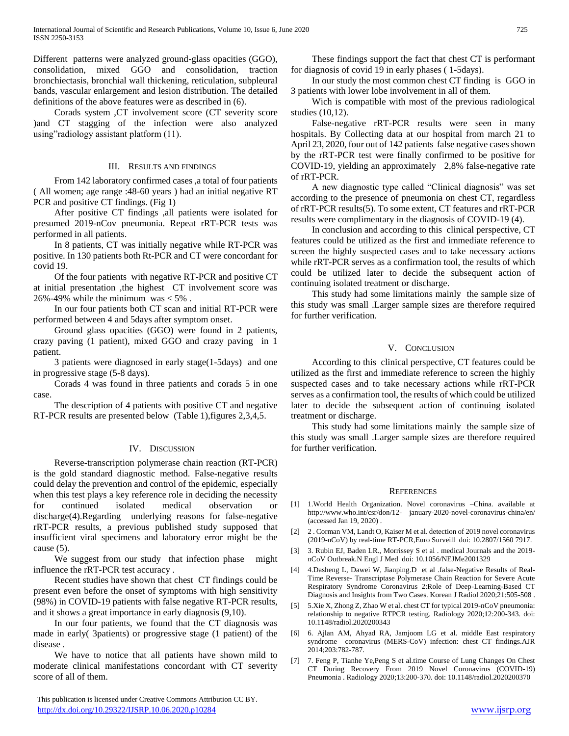Different patterns were analyzed ground-glass opacities (GGO), consolidation, mixed GGO and consolidation, traction bronchiectasis, bronchial wall thickening, reticulation, subpleural bands, vascular enlargement and lesion distribution. The detailed definitions of the above features were as described in (6).

Corads system ,CT involvement score (CT severity score )and CT stagging of the infection were also analyzed using"radiology assistant platform (11).

## III. Results and Findings

From 142 laboratory confirmed cases ,a total of four patients ( All women; age range :48-60 years ) had an initial negative RT PCR and positive CT findings. (Fig 1)

After positive CT findings ,all patients were isolated for presumed 2019-nCov pneumonia. Repeat rRT-PCR tests was performed in all patients.

In 8 patients, CT was initially negative while RT-PCR was positive. In 130 patients both Rt-PCR and CT were concordant for covid 19.

Of the four patients with negative RT-PCR and positive CT at initial presentation ,the highest CT involvement score was 26%-49% while the minimum was < 5% .

In our four patients both CT scan and initial RT-PCR were performed between 4 and 5days after symptom onset.

Ground glass opacities (GGO) were found in 2 patients, crazy paving (1 patient), mixed GGO and crazy paving in 1 patient.

3 patients were diagnosed in early stage(1-5days) and one in progressive stage (5-8 days).

Corads 4 was found in three patients and corads 5 in one case.

The description of 4 patients with positive CT and negative RT-PCR results are presented below (Table 1),figures 2,3,4,5.

## IV. Discussion

Reverse-transcription polymerase chain reaction (RT-PCR) is the gold standard diagnostic method. False-negative results could delay the prevention and control of the epidemic, especially when this test plays a key reference role in deciding the necessity for continued isolated medical observation or discharge(4).Regarding underlying reasons for false-negative rRT-PCR results, a previous published study supposed that insufficient viral specimens and laboratory error might be the cause (5).

We suggest from our study that infection phase might influence the rRT-PCR test accuracy .

Recent studies have shown that chest CT findings could be present even before the onset of symptoms with high sensitivity (98%) in COVID-19 patients with false negative RT-PCR results, and it shows a great importance in early diagnosis (9,10).

In our four patients, we found that the CT diagnosis was made in early( 3patients) or progressive stage (1 patient) of the disease .

We have to notice that all patients have shown mild to moderate clinical manifestations concordant with CT severity score of all of them.

These findings support the fact that chest CT is performant for diagnosis of covid 19 in early phases ( 1-5days).

In our study the most common chest CT finding is GGO in 3 patients with lower lobe involvement in all of them.

Wich is compatible with most of the previous radiological studies (10,12).

False-negative rRT-PCR results were seen in many hospitals. By Collecting data at our hospital from march 21 to April 23, 2020, four out of 142 patients false negative cases shown by the rRT-PCR test were finally confirmed to be positive for COVID-19, yielding an approximately 2,8% false-negative rate of rRT-PCR.

A new diagnostic type called "Clinical diagnosis" was set according to the presence of pneumonia on chest CT, regardless of rRT-PCR results(5). To some extent, CT features and rRT-PCR results were complimentary in the diagnosis of COVID-19 (4).

In conclusion and according to this clinical perspective, CT features could be utilized as the first and immediate reference to screen the highly suspected cases and to take necessary actions while rRT-PCR serves as a confirmation tool, the results of which could be utilized later to decide the subsequent action of continuing isolated treatment or discharge.

This study had some limitations mainly the sample size of this study was small .Larger sample sizes are therefore required for further verification.

## V. Conclusion

According to this clinical perspective, CT features could be utilized as the first and immediate reference to screen the highly suspected cases and to take necessary actions while rRT-PCR serves as a confirmation tool, the results of which could be utilized later to decide the subsequent action of continuing isolated treatment or discharge.

This study had some limitations mainly the sample size of this study was small .Larger sample sizes are therefore required for further verification.

## References

[1] 1.World Health Organization. Novel coronavirus –China. available at http://www.who.int/csr/don/12- january-2020-novel-coronavirus-china/en/ (accessed Jan 19, 2020) .

[2] 2 . Corman VM, Landt O, Kaiser M et al. detection of 2019 novel coronavirus (2019-nCoV) by real-time RT-PCR,Euro Surveill doi: 10.2807/1560 7917.

[3] 3. Rubin EJ, Baden LR., Morrissey S et al . medical Journals and the 2019-nCoV Outbreak.N Engl J Med doi: 10.1056/NEJMe2001329

[4] 4.Dasheng L, Dawei W, Jianping.D et al .false-Negative Results of Real-Time Reverse- Transcriptase Polymerase Chain Reaction for Severe Acute Respiratory Syndrome Coronavirus 2:Role of Deep-Learning-Based CT Diagnosis and Insights from Two Cases. Korean J Radiol 2020;21:505-508 .

[5] 5.Xie X, Zhong Z, Zhao W et al. chest CT for typical 2019-nCoV pneumonia: relationship to negative RTPCR testing. Radiology 2020;12:200-343. doi: 10.1148/radiol.2020200343

[6] 6. Ajlan AM, Ahyad RA, Jamjoom LG et al. middle East respiratory syndrome coronavirus (MERS-CoV) infection: chest CT findings.AJR 2014;203:782-787.

[7] 7. Feng P, Tianhe Ye,Peng S et al.time Course of Lung Changes On Chest CT During Recovery From 2019 Novel Coronavirus (COVID-19) Pneumonia . Radiology 2020;13:200-370. doi: 10.1148/radiol.2020200370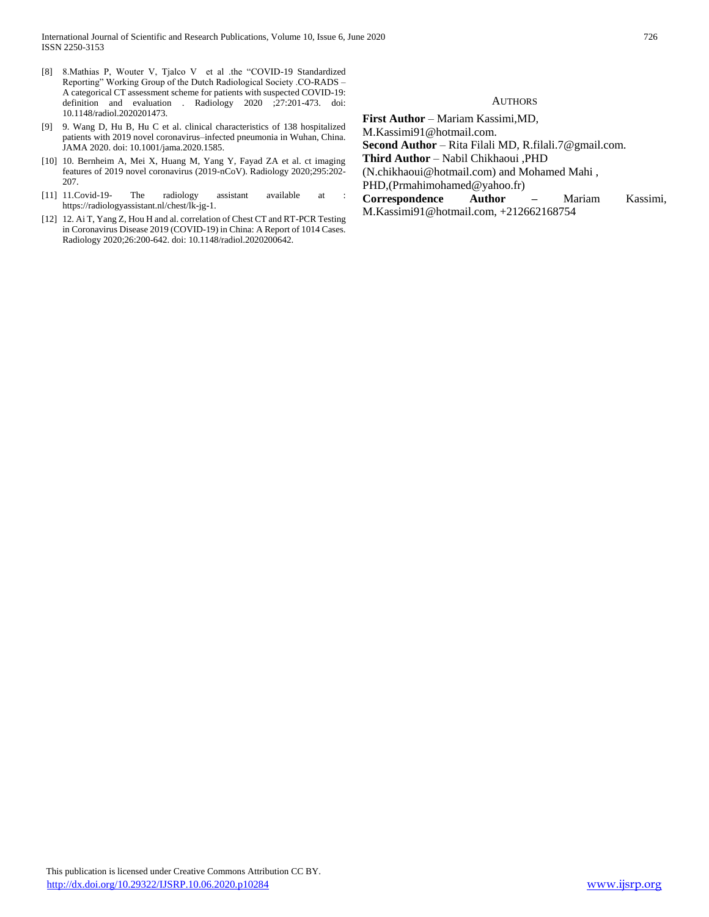[8] 8.Mathias P, Wouter V, Tjalco V et al .the "COVID-19 Standardized Reporting" Working Group of the Dutch Radiological Society .CO-RADS – A categorical CT assessment scheme for patients with suspected COVID-19: definition and evaluation . Radiology 2020 ;27:201-473. doi: 10.1148/radiol.2020201473.

[9] 9. Wang D, Hu B, Hu C et al. clinical characteristics of 138 hospitalized patients with 2019 novel coronavirus–infected pneumonia in Wuhan, China. JAMA 2020. doi: 10.1001/jama.2020.1585.

[10] 10. Bernheim A, Mei X, Huang M, Yang Y, Fayad ZA et al. ct imaging features of 2019 novel coronavirus (2019-nCoV). Radiology 2020;295:202-207.

[11] 11.Covid-19- The radiology assistant available at : https://radiologyassistant.nl/chest/lk-jg-1.

[12] 12. Ai T, Yang Z, Hou H and al. correlation of Chest CT and RT-PCR Testing in Coronavirus Disease 2019 (COVID-19) in China: A Report of 1014 Cases. Radiology 2020;26:200-642. doi: 10.1148/radiol.2020200642.

## AUTHORS

**First Author** – Mariam Kassimi,MD, M.Kassimi91@hotmail.com.

**Second Author** – Rita Filali MD, R.filali.7@gmail.com.

**Third Author** – Nabil Chikhaoui ,PHD (N.chikhaoui@hotmail.com) and Mohamed Mahi , PHD,(Prmahimohamed@yahoo.fr)

**Correspondence Author** – Mariam Kassimi, M.Kassimi91@hotmail.com, +212662168754

This publication is licensed under Creative Commons Attribution CC BY.
http://dx.doi.org/10.29322/IJSRP.10.06.2020.p10284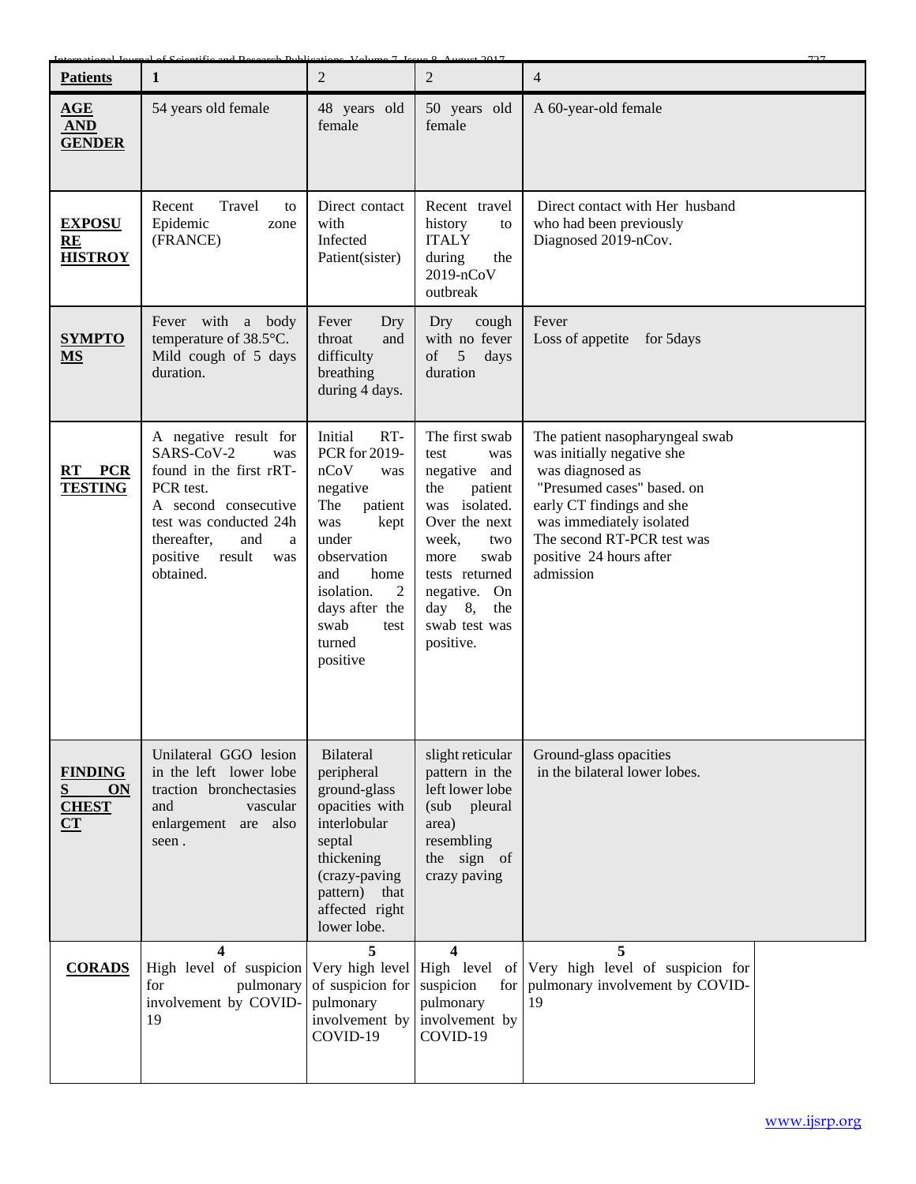| Patients | 1 | 2 | 2 | 4 |
|---|---|---|---|---|
| AGE AND GENDER | 54 years old female | 48 years old female | 50 years old female | A 60-year-old female |
| EXPOSURE HISTROY | Recent Travel to Epidemic zone (FRANCE) | Direct contact with Infected Patient(sister) | Recent travel history to ITALY during the 2019-nCoV outbreak | Direct contact with Her husband who had been previously Diagnosed 2019-nCov. |
| SYMPTOMS | Fever with a body temperature of 38.5°C. Mild cough of 5 days duration. | Fever Dry throat and difficulty breathing during 4 days. | Dry cough with no fever of 5 days duration | Fever Loss of appetite for 5days |
| RT PCR TESTING | A negative result for SARS-CoV-2 was found in the first rRT-PCR test. A second consecutive test was conducted 24h thereafter, and a positive result was obtained. | Initial RT-PCR for 2019-nCoV was negative The patient was kept under observation and home isolation. 2 days after the swab test turned positive | The first swab test was negative and the patient was isolated. Over the next week, two more swab tests returned negative. On day 8, the swab test was positive. | The patient nasopharyngeal swab was initially negative she was diagnosed as "Presumed cases" based. on early CT findings and she was immediately isolated The second RT-PCR test was positive 24 hours after admission |
| FINDINGS ON CHEST CT | Unilateral GGO lesion in the left lower lobe traction bronchectasies and vascular enlargement are also seen . | Bilateral peripheral ground-glass opacities with interlobular septal thickening (crazy-paving pattern) that affected right lower lobe. | slight reticular pattern in the left lower lobe (sub pleural area) resembling the sign of crazy paving | Ground-glass opacities in the bilateral lower lobes. |
| CORADS | **4** High level of suspicion for pulmonary involvement by COVID-19 | **5** Very high level of suspicion for pulmonary involvement by COVID-19 | **4** High level of suspicion for pulmonary involvement by COVID-19 | **5** Very high level of suspicion for pulmonary involvement by COVID-19 |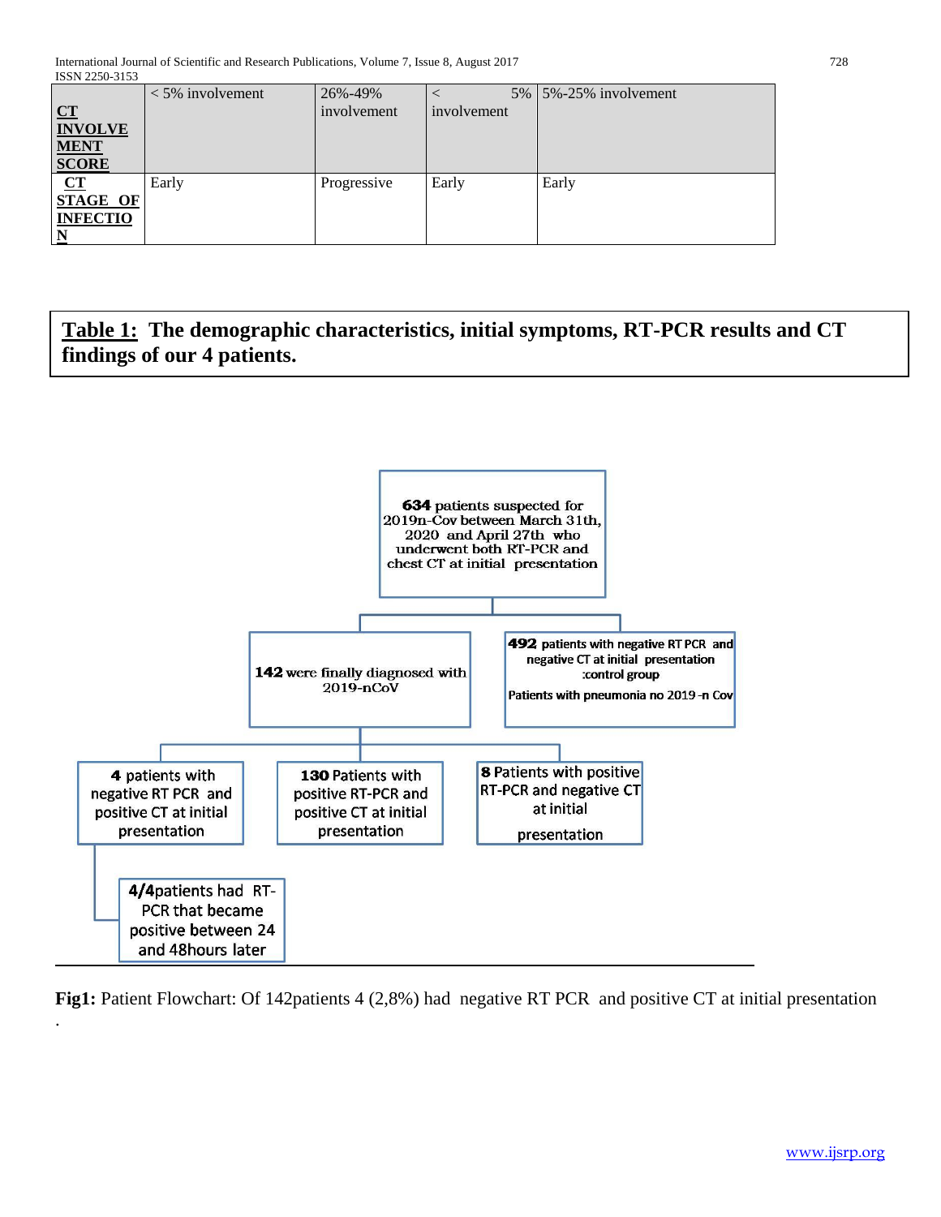| **CT INVOLVEMENT SCORE** | < 5% involvement | 26%-49% involvement | < 5% involvement | 5%-25% involvement |
|---|---|---|---|---|
| **CT STAGE OF INFECTION** | Early | Progressive | Early | Early |

**Table 1: The demographic characteristics, initial symptoms, RT-PCR results and CT findings of our 4 patients.**

**634** patients suspected for 2019n-Cov between March 31th, 2020 and April 27th who underwent both RT-PCR and chest CT at initial presentation

- **142** were finally diagnosed with 2019-nCoV
  - **4** patients with negative RT PCR and positive CT at initial presentation
    - **4/4**patients had RT-PCR that became positive between 24 and 48hours later
  - **130** Patients with positive RT-PCR and positive CT at initial presentation
  - **8** Patients with positive RT-PCR and negative CT at initial presentation
- **492** patients with negative RT PCR and negative CT at initial presentation :control group

  Patients with pneumonia no 2019-n Cov

**Fig1:** Patient Flowchart: Of 142patients 4 (2,8%) had negative RT PCR and positive CT at initial presentation

.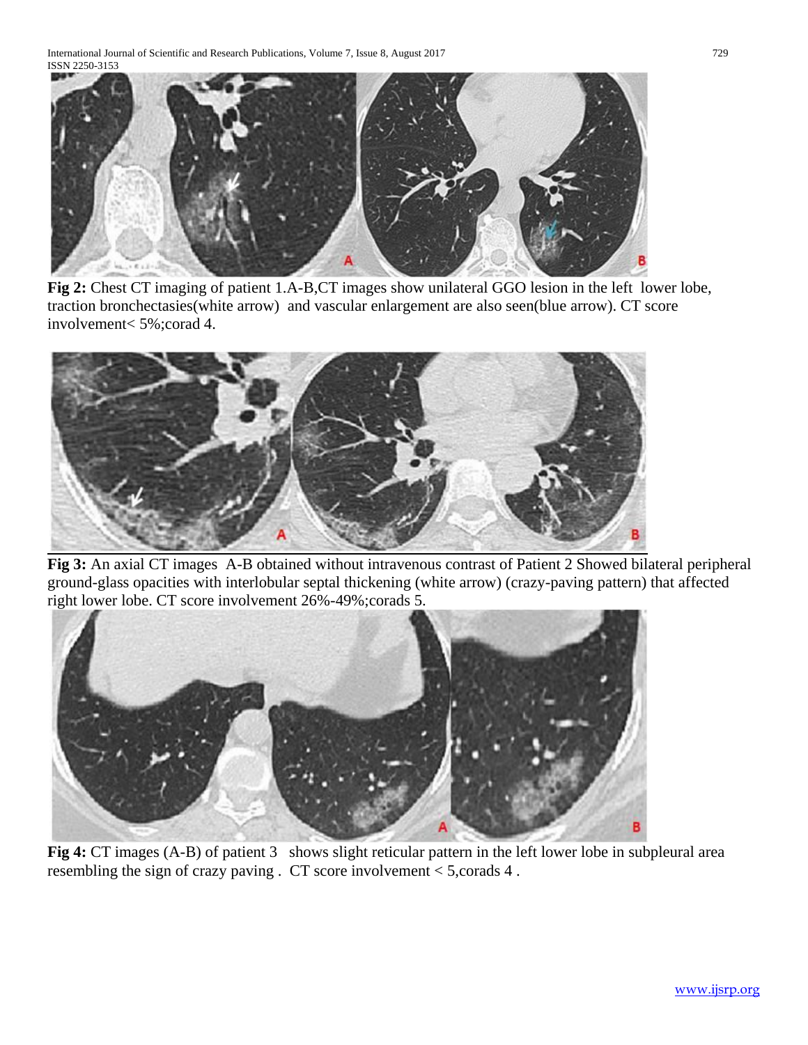**Fig 2:** Chest CT imaging of patient 1.A-B,CT images show unilateral GGO lesion in the left lower lobe, traction bronchectasies(white arrow) and vascular enlargement are also seen(blue arrow). CT score involvement< 5%;corad 4.

**Fig 3:** An axial CT images A-B obtained without intravenous contrast of Patient 2 Showed bilateral peripheral ground-glass opacities with interlobular septal thickening (white arrow) (crazy-paving pattern) that affected right lower lobe. CT score involvement 26%-49%;corads 5.

**Fig 4:** CT images (A-B) of patient 3 shows slight reticular pattern in the left lower lobe in subpleural area resembling the sign of crazy paving . CT score involvement < 5,corads 4 .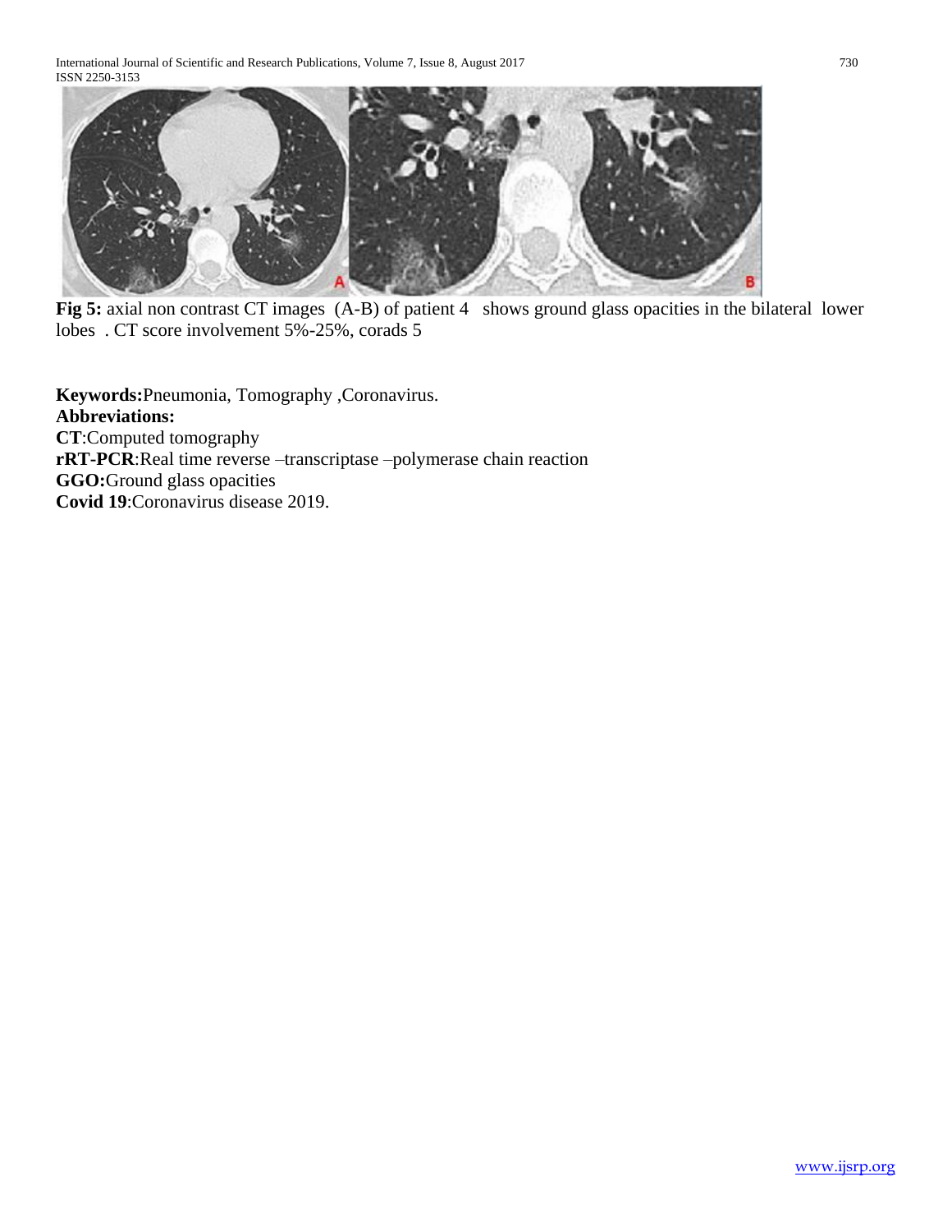**Fig 5:** axial non contrast CT images (A-B) of patient 4 shows ground glass opacities in the bilateral lower lobes . CT score involvement 5%-25%, corads 5

**Keywords:**Pneumonia, Tomography ,Coronavirus.

**Abbreviations:**

**CT**:Computed tomography

**rRT-PCR**:Real time reverse –transcriptase –polymerase chain reaction

**GGO:**Ground glass opacities

**Covid 19**:Coronavirus disease 2019.